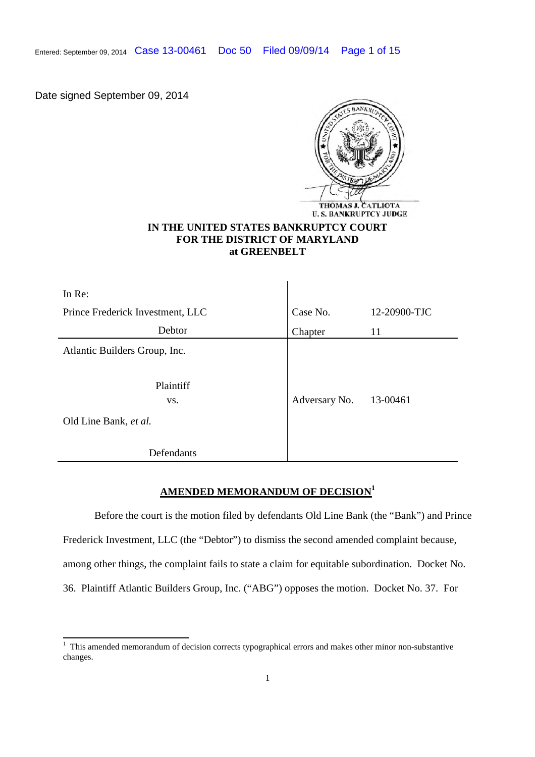Date signed September 09, 2014

THOMAS J. CATLIOTA
U. S. BANKRUPTCY JUDGE

**IN THE UNITED STATES BANKRUPTCY COURT**
**FOR THE DISTRICT OF MARYLAND**
**at GREENBELT**

| In Re: | | |
|---|---|---|
| Prince Frederick Investment, LLC | Case No. | 12-20900-TJC |
| Debtor | Chapter | 11 |
| Atlantic Builders Group, Inc. | | |
| Plaintiff | | |
| vs. | Adversary No. | 13-00461 |
| Old Line Bank, *et al.* | | |
| Defendants | | |

## AMENDED MEMORANDUM OF DECISION[1]

Before the court is the motion filed by defendants Old Line Bank (the "Bank") and Prince Frederick Investment, LLC (the "Debtor") to dismiss the second amended complaint because, among other things, the complaint fails to state a claim for equitable subordination. Docket No. 36. Plaintiff Atlantic Builders Group, Inc. ("ABG") opposes the motion. Docket No. 37. For

[1] This amended memorandum of decision corrects typographical errors and makes other minor non-substantive changes.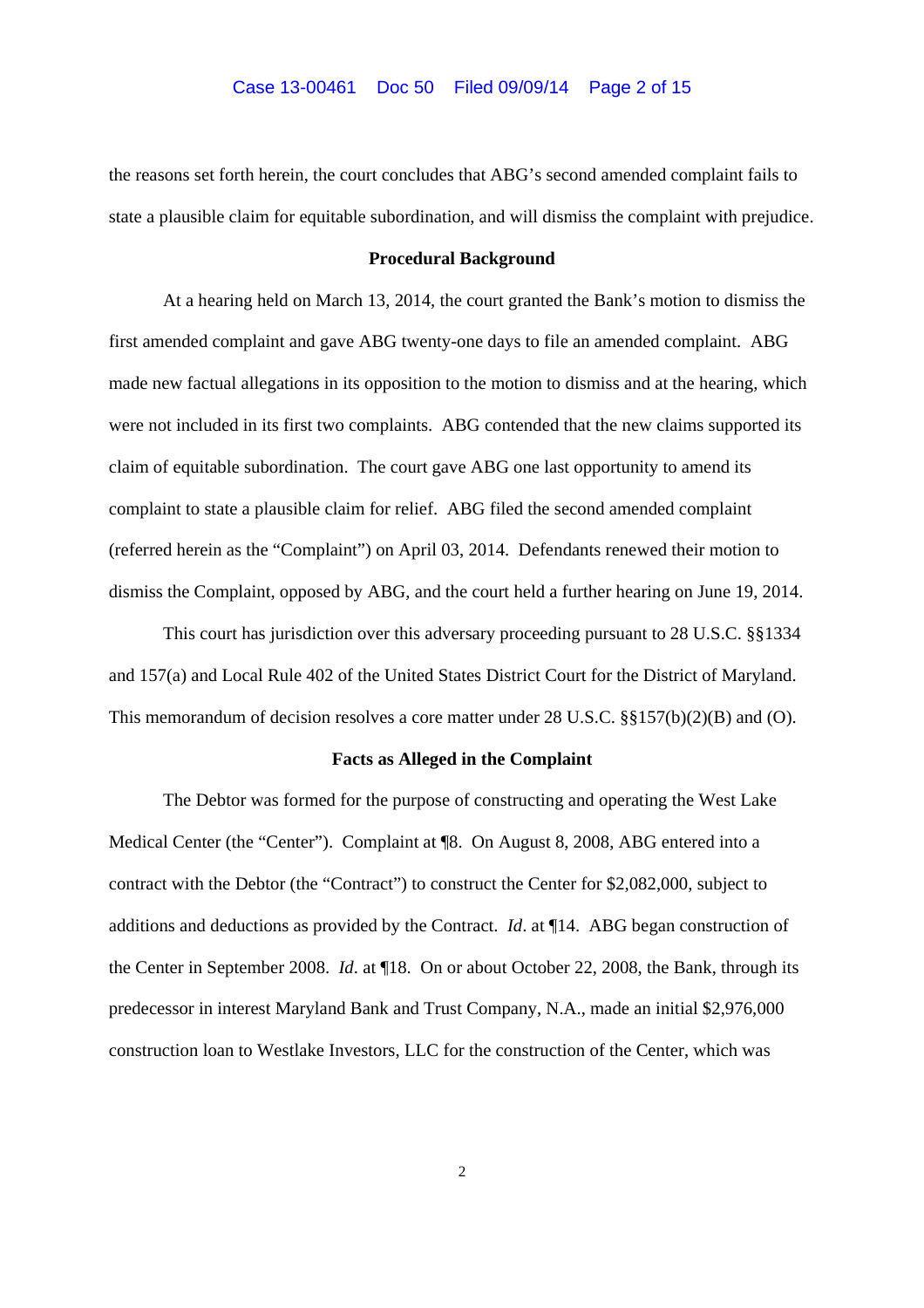the reasons set forth herein, the court concludes that ABG's second amended complaint fails to state a plausible claim for equitable subordination, and will dismiss the complaint with prejudice.

**Procedural Background**

At a hearing held on March 13, 2014, the court granted the Bank's motion to dismiss the first amended complaint and gave ABG twenty-one days to file an amended complaint. ABG made new factual allegations in its opposition to the motion to dismiss and at the hearing, which were not included in its first two complaints. ABG contended that the new claims supported its claim of equitable subordination. The court gave ABG one last opportunity to amend its complaint to state a plausible claim for relief. ABG filed the second amended complaint (referred herein as the "Complaint") on April 03, 2014. Defendants renewed their motion to dismiss the Complaint, opposed by ABG, and the court held a further hearing on June 19, 2014.

This court has jurisdiction over this adversary proceeding pursuant to 28 U.S.C. §§1334 and 157(a) and Local Rule 402 of the United States District Court for the District of Maryland. This memorandum of decision resolves a core matter under 28 U.S.C. §§157(b)(2)(B) and (O).

**Facts as Alleged in the Complaint**

The Debtor was formed for the purpose of constructing and operating the West Lake Medical Center (the "Center"). Complaint at ¶8. On August 8, 2008, ABG entered into a contract with the Debtor (the "Contract") to construct the Center for $2,082,000, subject to additions and deductions as provided by the Contract. *Id*. at ¶14. ABG began construction of the Center in September 2008. *Id*. at ¶18. On or about October 22, 2008, the Bank, through its predecessor in interest Maryland Bank and Trust Company, N.A., made an initial $2,976,000 construction loan to Westlake Investors, LLC for the construction of the Center, which was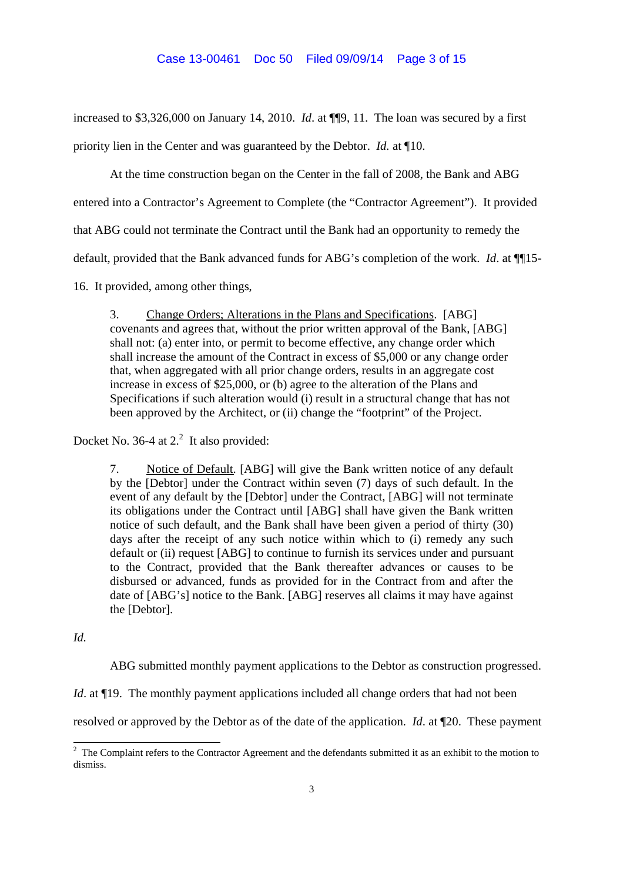increased to $3,326,000 on January 14, 2010. *Id*. at ¶¶9, 11. The loan was secured by a first priority lien in the Center and was guaranteed by the Debtor. *Id.* at ¶10.

At the time construction began on the Center in the fall of 2008, the Bank and ABG entered into a Contractor's Agreement to Complete (the "Contractor Agreement"). It provided that ABG could not terminate the Contract until the Bank had an opportunity to remedy the default, provided that the Bank advanced funds for ABG's completion of the work. *Id*. at ¶¶15-16. It provided, among other things,

> 3. Change Orders; Alterations in the Plans and Specifications. [ABG] covenants and agrees that, without the prior written approval of the Bank, [ABG] shall not: (a) enter into, or permit to become effective, any change order which shall increase the amount of the Contract in excess of $5,000 or any change order that, when aggregated with all prior change orders, results in an aggregate cost increase in excess of $25,000, or (b) agree to the alteration of the Plans and Specifications if such alteration would (i) result in a structural change that has not been approved by the Architect, or (ii) change the "footprint" of the Project.

Docket No. 36-4 at 2.[2] It also provided:

> 7. Notice of Default. [ABG] will give the Bank written notice of any default by the [Debtor] under the Contract within seven (7) days of such default. In the event of any default by the [Debtor] under the Contract, [ABG] will not terminate its obligations under the Contract until [ABG] shall have given the Bank written notice of such default, and the Bank shall have been given a period of thirty (30) days after the receipt of any such notice within which to (i) remedy any such default or (ii) request [ABG] to continue to furnish its services under and pursuant to the Contract, provided that the Bank thereafter advances or causes to be disbursed or advanced, funds as provided for in the Contract from and after the date of [ABG's] notice to the Bank. [ABG] reserves all claims it may have against the [Debtor].

*Id.*

ABG submitted monthly payment applications to the Debtor as construction progressed. *Id*. at ¶19. The monthly payment applications included all change orders that had not been resolved or approved by the Debtor as of the date of the application. *Id*. at ¶20. These payment

---

[2] The Complaint refers to the Contractor Agreement and the defendants submitted it as an exhibit to the motion to dismiss.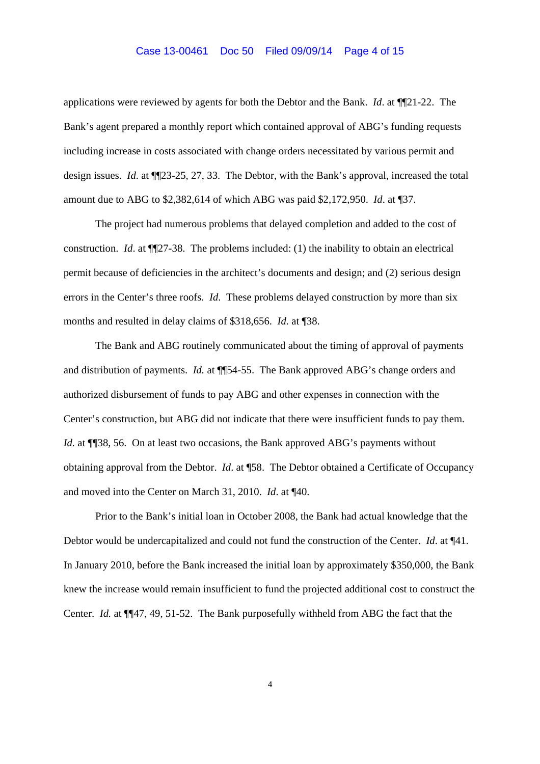applications were reviewed by agents for both the Debtor and the Bank. *Id*. at ¶¶21-22. The Bank's agent prepared a monthly report which contained approval of ABG's funding requests including increase in costs associated with change orders necessitated by various permit and design issues. *Id*. at ¶¶23-25, 27, 33. The Debtor, with the Bank's approval, increased the total amount due to ABG to $2,382,614 of which ABG was paid $2,172,950. *Id*. at ¶37.

The project had numerous problems that delayed completion and added to the cost of construction. *Id*. at ¶¶27-38. The problems included: (1) the inability to obtain an electrical permit because of deficiencies in the architect's documents and design; and (2) serious design errors in the Center's three roofs. *Id*. These problems delayed construction by more than six months and resulted in delay claims of $318,656. *Id.* at ¶38.

The Bank and ABG routinely communicated about the timing of approval of payments and distribution of payments. *Id.* at ¶¶54-55. The Bank approved ABG's change orders and authorized disbursement of funds to pay ABG and other expenses in connection with the Center's construction, but ABG did not indicate that there were insufficient funds to pay them. *Id.* at ¶¶38, 56. On at least two occasions, the Bank approved ABG's payments without obtaining approval from the Debtor. *Id*. at ¶58. The Debtor obtained a Certificate of Occupancy and moved into the Center on March 31, 2010. *Id*. at ¶40.

Prior to the Bank's initial loan in October 2008, the Bank had actual knowledge that the Debtor would be undercapitalized and could not fund the construction of the Center. *Id*. at ¶41. In January 2010, before the Bank increased the initial loan by approximately $350,000, the Bank knew the increase would remain insufficient to fund the projected additional cost to construct the Center. *Id.* at ¶¶47, 49, 51-52. The Bank purposefully withheld from ABG the fact that the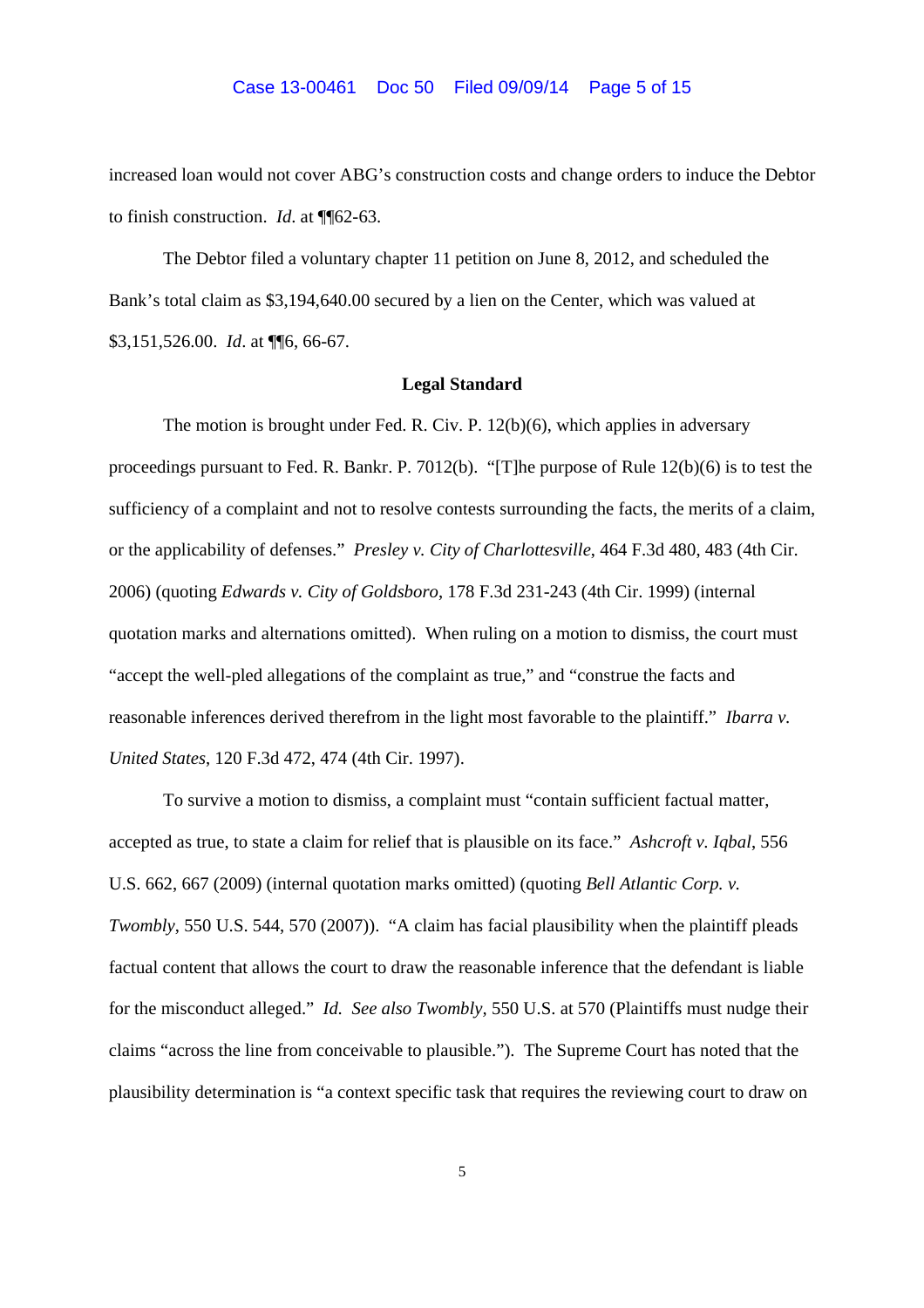increased loan would not cover ABG's construction costs and change orders to induce the Debtor to finish construction. *Id*. at ¶¶62-63.

The Debtor filed a voluntary chapter 11 petition on June 8, 2012, and scheduled the Bank's total claim as $3,194,640.00 secured by a lien on the Center, which was valued at $3,151,526.00. *Id*. at ¶¶6, 66-67.

**Legal Standard**

The motion is brought under Fed. R. Civ. P. 12(b)(6), which applies in adversary proceedings pursuant to Fed. R. Bankr. P. 7012(b). "[T]he purpose of Rule 12(b)(6) is to test the sufficiency of a complaint and not to resolve contests surrounding the facts, the merits of a claim, or the applicability of defenses." *Presley v. City of Charlottesville*, 464 F.3d 480, 483 (4th Cir. 2006) (quoting *Edwards v. City of Goldsboro*, 178 F.3d 231-243 (4th Cir. 1999) (internal quotation marks and alternations omitted). When ruling on a motion to dismiss, the court must "accept the well-pled allegations of the complaint as true," and "construe the facts and reasonable inferences derived therefrom in the light most favorable to the plaintiff." *Ibarra v. United States*, 120 F.3d 472, 474 (4th Cir. 1997).

To survive a motion to dismiss, a complaint must "contain sufficient factual matter, accepted as true, to state a claim for relief that is plausible on its face." *Ashcroft v. Iqbal*, 556 U.S. 662, 667 (2009) (internal quotation marks omitted) (quoting *Bell Atlantic Corp. v. Twombly*, 550 U.S. 544, 570 (2007)). "A claim has facial plausibility when the plaintiff pleads factual content that allows the court to draw the reasonable inference that the defendant is liable for the misconduct alleged." *Id. See also Twombly*, 550 U.S. at 570 (Plaintiffs must nudge their claims "across the line from conceivable to plausible."). The Supreme Court has noted that the plausibility determination is "a context specific task that requires the reviewing court to draw on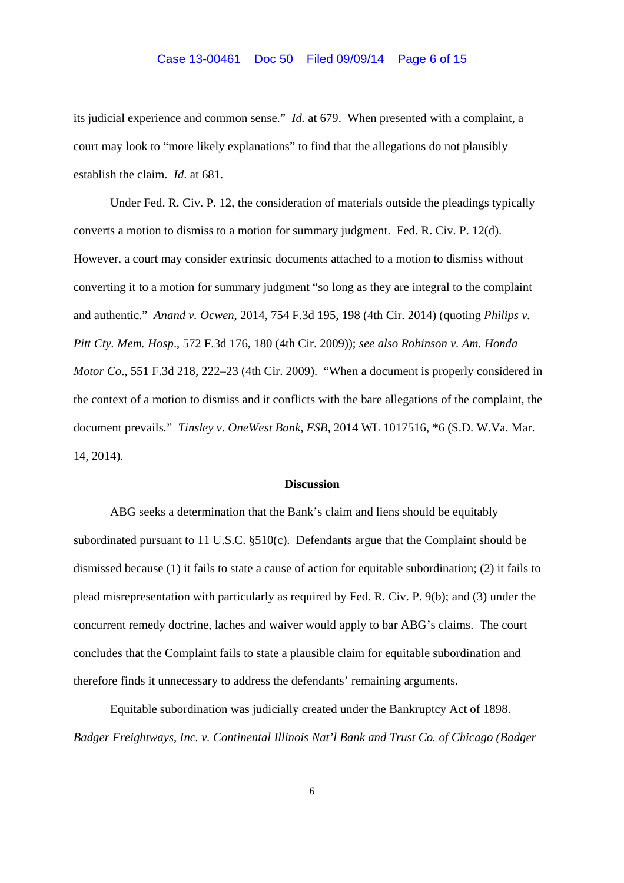its judicial experience and common sense." *Id.* at 679. When presented with a complaint, a court may look to "more likely explanations" to find that the allegations do not plausibly establish the claim. *Id*. at 681.

Under Fed. R. Civ. P. 12, the consideration of materials outside the pleadings typically converts a motion to dismiss to a motion for summary judgment. Fed. R. Civ. P. 12(d). However, a court may consider extrinsic documents attached to a motion to dismiss without converting it to a motion for summary judgment "so long as they are integral to the complaint and authentic." *Anand v. Ocwen*, 2014, 754 F.3d 195, 198 (4th Cir. 2014) (quoting *Philips v. Pitt Cty. Mem. Hosp*., 572 F.3d 176, 180 (4th Cir. 2009)); *see also Robinson v. Am. Honda Motor Co*., 551 F.3d 218, 222–23 (4th Cir. 2009). "When a document is properly considered in the context of a motion to dismiss and it conflicts with the bare allegations of the complaint, the document prevails." *Tinsley v. OneWest Bank, FSB*, 2014 WL 1017516, *6 (S.D. W.Va. Mar. 14, 2014).

**Discussion**

ABG seeks a determination that the Bank's claim and liens should be equitably subordinated pursuant to 11 U.S.C. §510(c). Defendants argue that the Complaint should be dismissed because (1) it fails to state a cause of action for equitable subordination; (2) it fails to plead misrepresentation with particularly as required by Fed. R. Civ. P. 9(b); and (3) under the concurrent remedy doctrine, laches and waiver would apply to bar ABG's claims. The court concludes that the Complaint fails to state a plausible claim for equitable subordination and therefore finds it unnecessary to address the defendants' remaining arguments.

Equitable subordination was judicially created under the Bankruptcy Act of 1898. *Badger Freightways, Inc. v. Continental Illinois Nat'l Bank and Trust Co. of Chicago (Badger*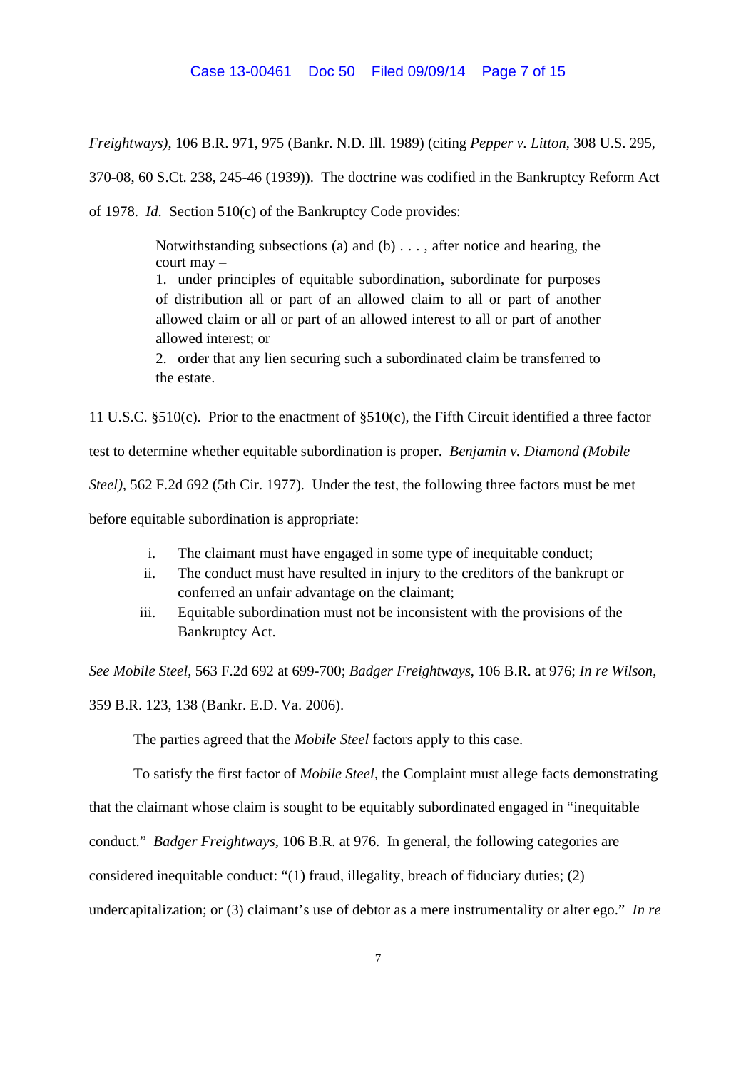*Freightways)*, 106 B.R. 971, 975 (Bankr. N.D. Ill. 1989) (citing *Pepper v. Litton*, 308 U.S. 295, 370-08, 60 S.Ct. 238, 245-46 (1939)). The doctrine was codified in the Bankruptcy Reform Act of 1978. *Id*. Section 510(c) of the Bankruptcy Code provides:

> Notwithstanding subsections (a) and (b) . . . , after notice and hearing, the court may –
>
> 1. under principles of equitable subordination, subordinate for purposes of distribution all or part of an allowed claim to all or part of another allowed claim or all or part of an allowed interest to all or part of another allowed interest; or
> 2. order that any lien securing such a subordinated claim be transferred to the estate.

11 U.S.C. §510(c). Prior to the enactment of §510(c), the Fifth Circuit identified a three factor test to determine whether equitable subordination is proper. *Benjamin v. Diamond (Mobile Steel)*, 562 F.2d 692 (5th Cir. 1977). Under the test, the following three factors must be met before equitable subordination is appropriate:

i. The claimant must have engaged in some type of inequitable conduct;
ii. The conduct must have resulted in injury to the creditors of the bankrupt or conferred an unfair advantage on the claimant;
iii. Equitable subordination must not be inconsistent with the provisions of the Bankruptcy Act.

*See Mobile Steel*, 563 F.2d 692 at 699-700; *Badger Freightways*, 106 B.R. at 976; *In re Wilson*, 359 B.R. 123, 138 (Bankr. E.D. Va. 2006).

The parties agreed that the *Mobile Steel* factors apply to this case.

To satisfy the first factor of *Mobile Steel*, the Complaint must allege facts demonstrating that the claimant whose claim is sought to be equitably subordinated engaged in "inequitable conduct." *Badger Freightways*, 106 B.R. at 976. In general, the following categories are considered inequitable conduct: "(1) fraud, illegality, breach of fiduciary duties; (2) undercapitalization; or (3) claimant's use of debtor as a mere instrumentality or alter ego." *In re*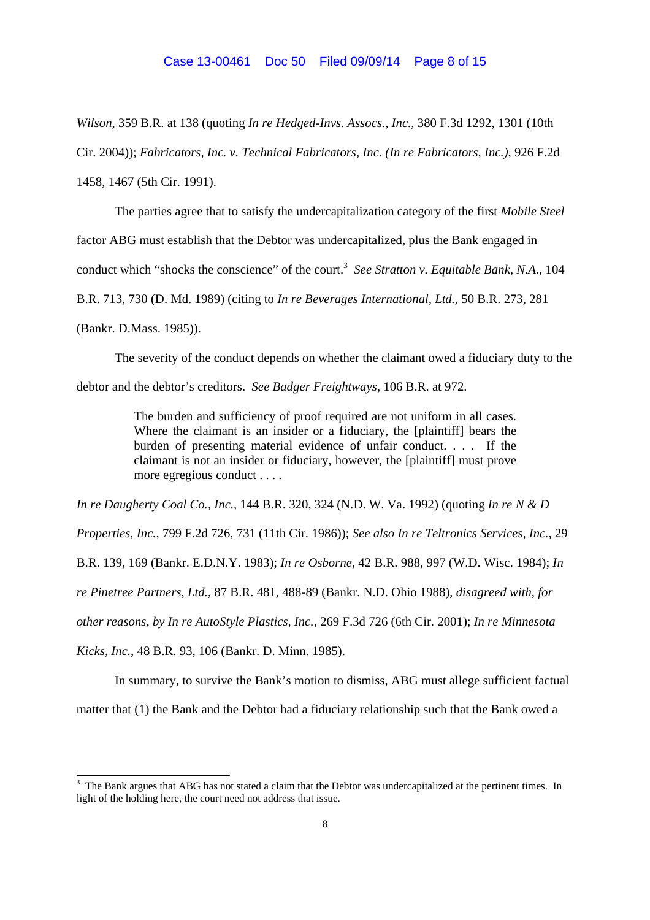*Wilson*, 359 B.R. at 138 (quoting *In re Hedged-Invs. Assocs., Inc.*, 380 F.3d 1292, 1301 (10th Cir. 2004)); *Fabricators, Inc. v. Technical Fabricators, Inc. (In re Fabricators, Inc.)*, 926 F.2d 1458, 1467 (5th Cir. 1991).

The parties agree that to satisfy the undercapitalization category of the first *Mobile Steel* factor ABG must establish that the Debtor was undercapitalized, plus the Bank engaged in conduct which "shocks the conscience" of the court.[3] *See Stratton v. Equitable Bank, N.A.*, 104 B.R. 713, 730 (D. Md. 1989) (citing to *In re Beverages International, Ltd.*, 50 B.R. 273, 281 (Bankr. D.Mass. 1985)).

The severity of the conduct depends on whether the claimant owed a fiduciary duty to the debtor and the debtor's creditors. *See Badger Freightways*, 106 B.R. at 972.

> The burden and sufficiency of proof required are not uniform in all cases. Where the claimant is an insider or a fiduciary, the [plaintiff] bears the burden of presenting material evidence of unfair conduct. . . . If the claimant is not an insider or fiduciary, however, the [plaintiff] must prove more egregious conduct . . . .

*In re Daugherty Coal Co., Inc.*, 144 B.R. 320, 324 (N.D. W. Va. 1992) (quoting *In re N & D Properties, Inc.*, 799 F.2d 726, 731 (11th Cir. 1986)); *See also In re Teltronics Services, Inc.*, 29 B.R. 139, 169 (Bankr. E.D.N.Y. 1983); *In re Osborne*, 42 B.R. 988, 997 (W.D. Wisc. 1984); *In re Pinetree Partners, Ltd.*, 87 B.R. 481, 488-89 (Bankr. N.D. Ohio 1988), *disagreed with, for other reasons, by In re AutoStyle Plastics, Inc.*, 269 F.3d 726 (6th Cir. 2001); *In re Minnesota Kicks, Inc.*, 48 B.R. 93, 106 (Bankr. D. Minn. 1985).

In summary, to survive the Bank's motion to dismiss, ABG must allege sufficient factual matter that (1) the Bank and the Debtor had a fiduciary relationship such that the Bank owed a

---

[3] The Bank argues that ABG has not stated a claim that the Debtor was undercapitalized at the pertinent times. In light of the holding here, the court need not address that issue.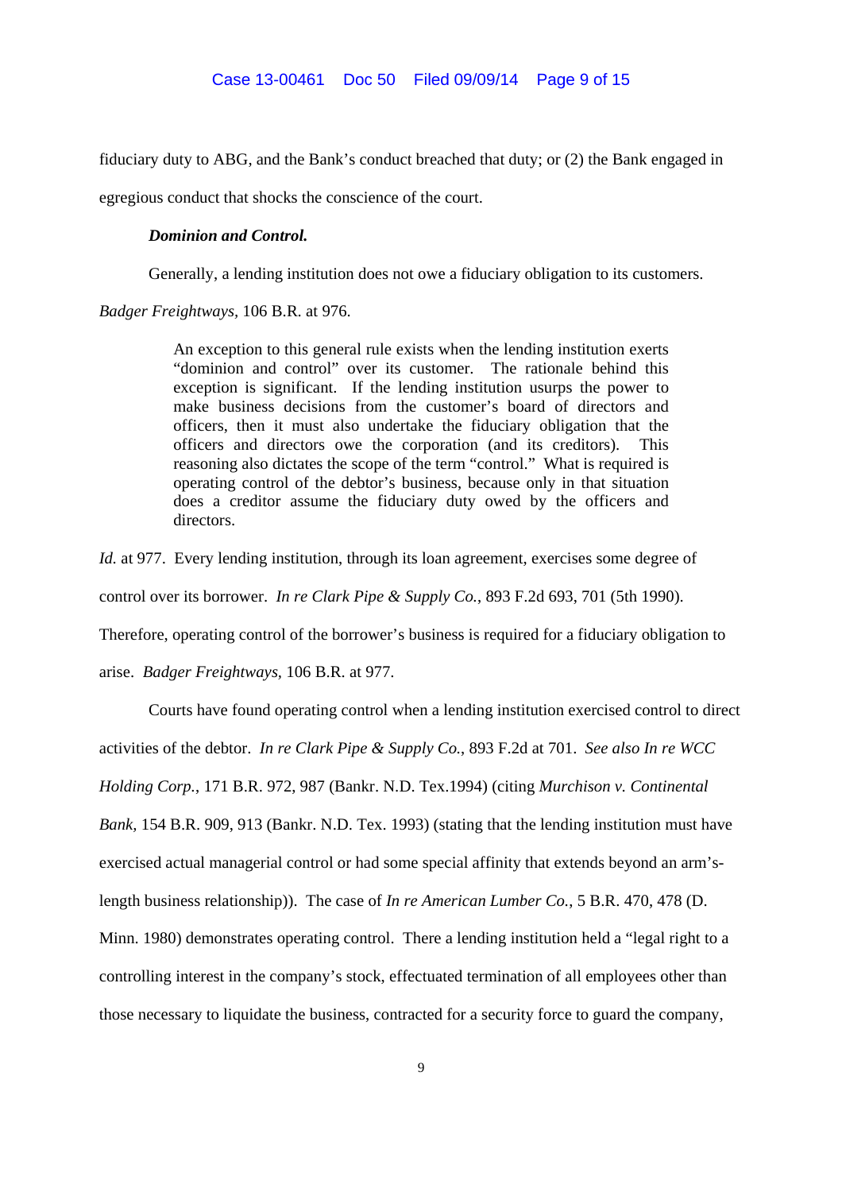fiduciary duty to ABG, and the Bank's conduct breached that duty; or (2) the Bank engaged in egregious conduct that shocks the conscience of the court.

***Dominion and Control.***

Generally, a lending institution does not owe a fiduciary obligation to its customers. *Badger Freightways*, 106 B.R. at 976.

> An exception to this general rule exists when the lending institution exerts "dominion and control" over its customer. The rationale behind this exception is significant. If the lending institution usurps the power to make business decisions from the customer's board of directors and officers, then it must also undertake the fiduciary obligation that the officers and directors owe the corporation (and its creditors). This reasoning also dictates the scope of the term "control." What is required is operating control of the debtor's business, because only in that situation does a creditor assume the fiduciary duty owed by the officers and directors.

*Id.* at 977. Every lending institution, through its loan agreement, exercises some degree of control over its borrower. *In re Clark Pipe & Supply Co.*, 893 F.2d 693, 701 (5th 1990). Therefore, operating control of the borrower's business is required for a fiduciary obligation to arise. *Badger Freightways*, 106 B.R. at 977.

Courts have found operating control when a lending institution exercised control to direct activities of the debtor. *In re Clark Pipe & Supply Co.*, 893 F.2d at 701. *See also In re WCC Holding Corp.*, 171 B.R. 972, 987 (Bankr. N.D. Tex.1994) (citing *Murchison v. Continental Bank*, 154 B.R. 909, 913 (Bankr. N.D. Tex. 1993) (stating that the lending institution must have exercised actual managerial control or had some special affinity that extends beyond an arm's-length business relationship)). The case of *In re American Lumber Co.*, 5 B.R. 470, 478 (D. Minn. 1980) demonstrates operating control. There a lending institution held a "legal right to a controlling interest in the company's stock, effectuated termination of all employees other than those necessary to liquidate the business, contracted for a security force to guard the company,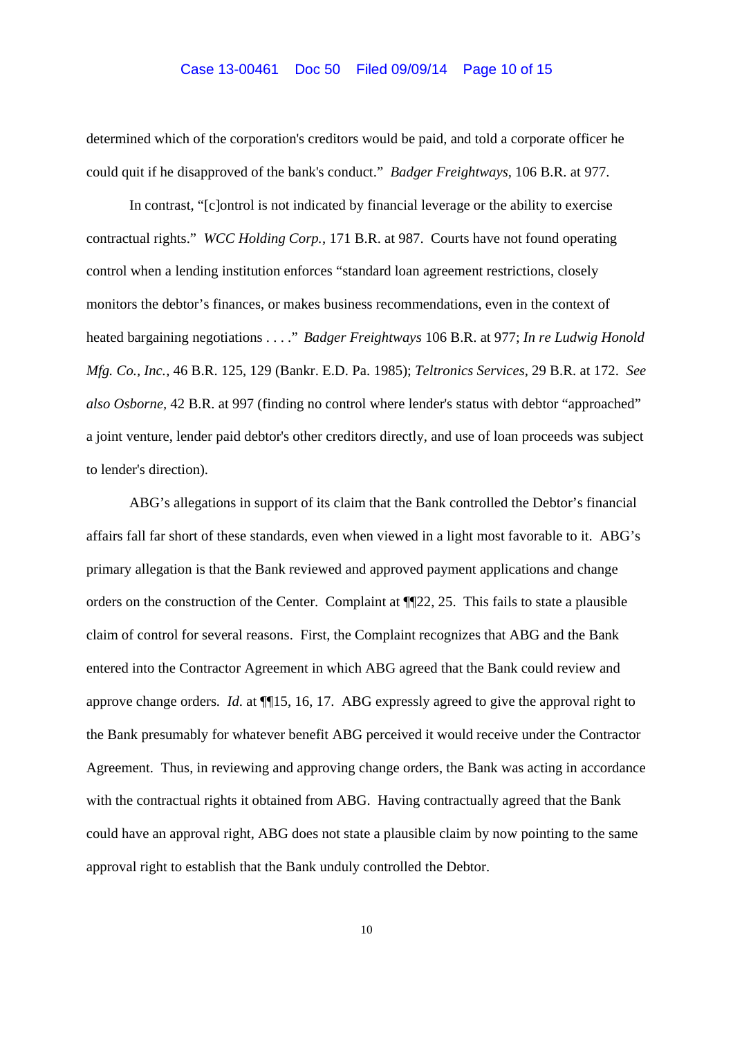determined which of the corporation's creditors would be paid, and told a corporate officer he could quit if he disapproved of the bank's conduct." *Badger Freightways*, 106 B.R. at 977.

In contrast, "[c]ontrol is not indicated by financial leverage or the ability to exercise contractual rights." *WCC Holding Corp.*, 171 B.R. at 987. Courts have not found operating control when a lending institution enforces "standard loan agreement restrictions, closely monitors the debtor's finances, or makes business recommendations, even in the context of heated bargaining negotiations . . . ." *Badger Freightways* 106 B.R. at 977; *In re Ludwig Honold Mfg. Co., Inc.*, 46 B.R. 125, 129 (Bankr. E.D. Pa. 1985); *Teltronics Services*, 29 B.R. at 172. *See also Osborne*, 42 B.R. at 997 (finding no control where lender's status with debtor "approached" a joint venture, lender paid debtor's other creditors directly, and use of loan proceeds was subject to lender's direction).

ABG's allegations in support of its claim that the Bank controlled the Debtor's financial affairs fall far short of these standards, even when viewed in a light most favorable to it. ABG's primary allegation is that the Bank reviewed and approved payment applications and change orders on the construction of the Center. Complaint at ¶¶22, 25. This fails to state a plausible claim of control for several reasons. First, the Complaint recognizes that ABG and the Bank entered into the Contractor Agreement in which ABG agreed that the Bank could review and approve change orders. *Id.* at ¶¶15, 16, 17. ABG expressly agreed to give the approval right to the Bank presumably for whatever benefit ABG perceived it would receive under the Contractor Agreement. Thus, in reviewing and approving change orders, the Bank was acting in accordance with the contractual rights it obtained from ABG. Having contractually agreed that the Bank could have an approval right, ABG does not state a plausible claim by now pointing to the same approval right to establish that the Bank unduly controlled the Debtor.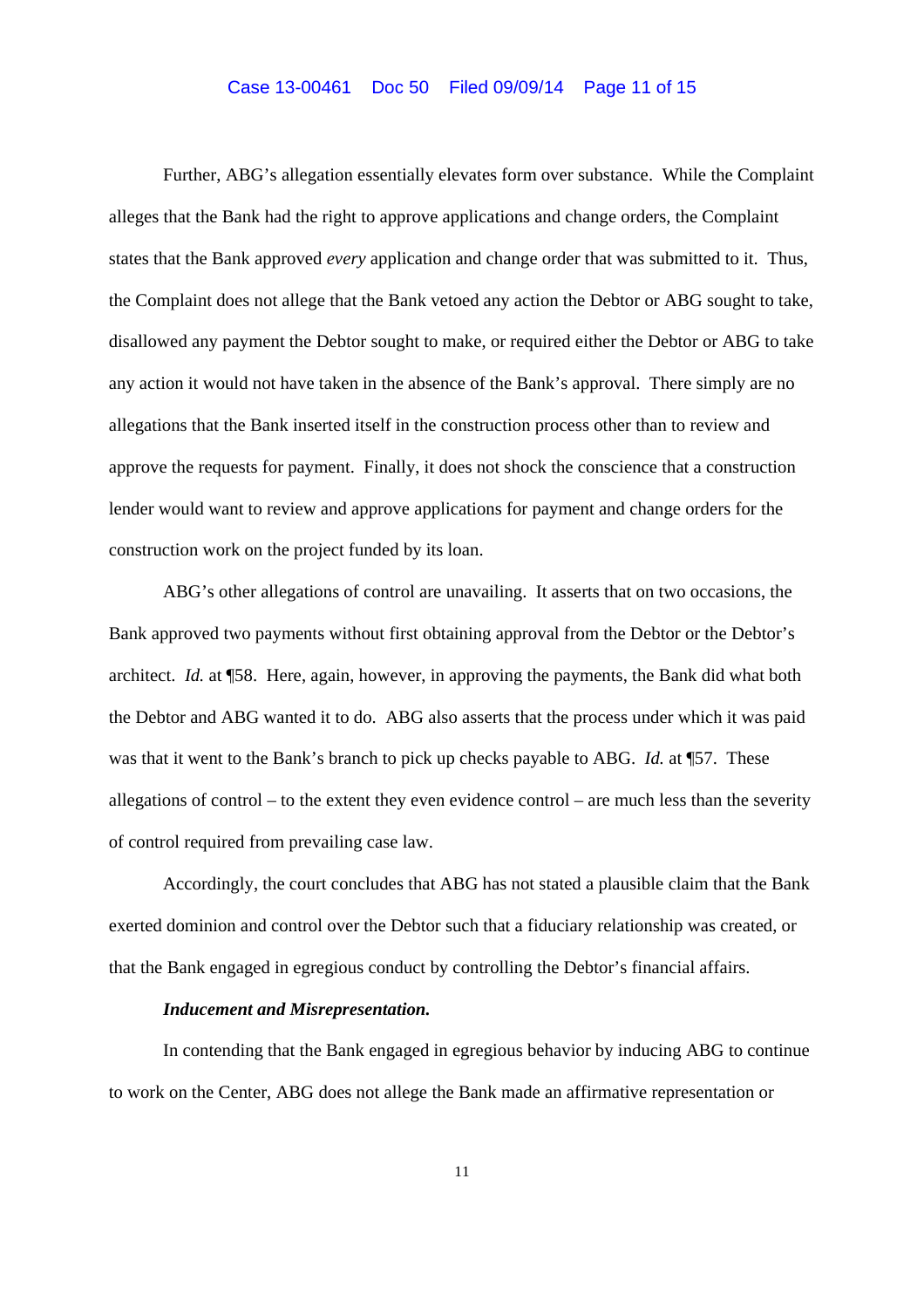Further, ABG's allegation essentially elevates form over substance. While the Complaint alleges that the Bank had the right to approve applications and change orders, the Complaint states that the Bank approved *every* application and change order that was submitted to it. Thus, the Complaint does not allege that the Bank vetoed any action the Debtor or ABG sought to take, disallowed any payment the Debtor sought to make, or required either the Debtor or ABG to take any action it would not have taken in the absence of the Bank's approval. There simply are no allegations that the Bank inserted itself in the construction process other than to review and approve the requests for payment. Finally, it does not shock the conscience that a construction lender would want to review and approve applications for payment and change orders for the construction work on the project funded by its loan.

ABG's other allegations of control are unavailing. It asserts that on two occasions, the Bank approved two payments without first obtaining approval from the Debtor or the Debtor's architect. *Id.* at ¶58. Here, again, however, in approving the payments, the Bank did what both the Debtor and ABG wanted it to do. ABG also asserts that the process under which it was paid was that it went to the Bank's branch to pick up checks payable to ABG. *Id.* at ¶57. These allegations of control – to the extent they even evidence control – are much less than the severity of control required from prevailing case law.

Accordingly, the court concludes that ABG has not stated a plausible claim that the Bank exerted dominion and control over the Debtor such that a fiduciary relationship was created, or that the Bank engaged in egregious conduct by controlling the Debtor's financial affairs.

***Inducement and Misrepresentation.***

In contending that the Bank engaged in egregious behavior by inducing ABG to continue to work on the Center, ABG does not allege the Bank made an affirmative representation or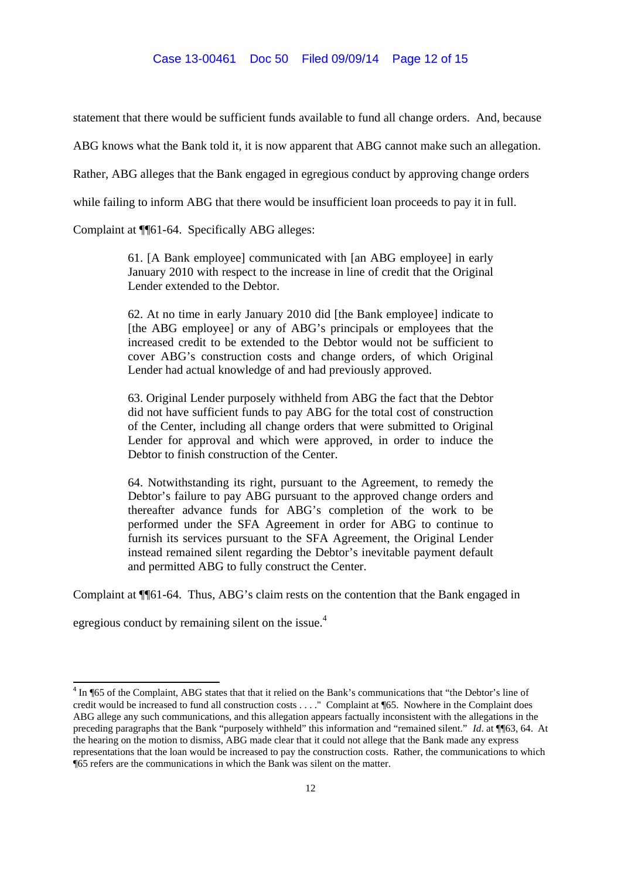statement that there would be sufficient funds available to fund all change orders. And, because ABG knows what the Bank told it, it is now apparent that ABG cannot make such an allegation. Rather, ABG alleges that the Bank engaged in egregious conduct by approving change orders while failing to inform ABG that there would be insufficient loan proceeds to pay it in full. Complaint at ¶¶61-64. Specifically ABG alleges:

> 61. [A Bank employee] communicated with [an ABG employee] in early January 2010 with respect to the increase in line of credit that the Original Lender extended to the Debtor.
>
> 62. At no time in early January 2010 did [the Bank employee] indicate to [the ABG employee] or any of ABG's principals or employees that the increased credit to be extended to the Debtor would not be sufficient to cover ABG's construction costs and change orders, of which Original Lender had actual knowledge of and had previously approved.
>
> 63. Original Lender purposely withheld from ABG the fact that the Debtor did not have sufficient funds to pay ABG for the total cost of construction of the Center, including all change orders that were submitted to Original Lender for approval and which were approved, in order to induce the Debtor to finish construction of the Center.
>
> 64. Notwithstanding its right, pursuant to the Agreement, to remedy the Debtor's failure to pay ABG pursuant to the approved change orders and thereafter advance funds for ABG's completion of the work to be performed under the SFA Agreement in order for ABG to continue to furnish its services pursuant to the SFA Agreement, the Original Lender instead remained silent regarding the Debtor's inevitable payment default and permitted ABG to fully construct the Center.

Complaint at ¶¶61-64. Thus, ABG's claim rests on the contention that the Bank engaged in egregious conduct by remaining silent on the issue.[4]

---

[4] In ¶65 of the Complaint, ABG states that that it relied on the Bank's communications that "the Debtor's line of credit would be increased to fund all construction costs . . . ." Complaint at ¶65. Nowhere in the Complaint does ABG allege any such communications, and this allegation appears factually inconsistent with the allegations in the preceding paragraphs that the Bank "purposely withheld" this information and "remained silent." *Id*. at ¶¶63, 64. At the hearing on the motion to dismiss, ABG made clear that it could not allege that the Bank made any express representations that the loan would be increased to pay the construction costs. Rather, the communications to which ¶65 refers are the communications in which the Bank was silent on the matter.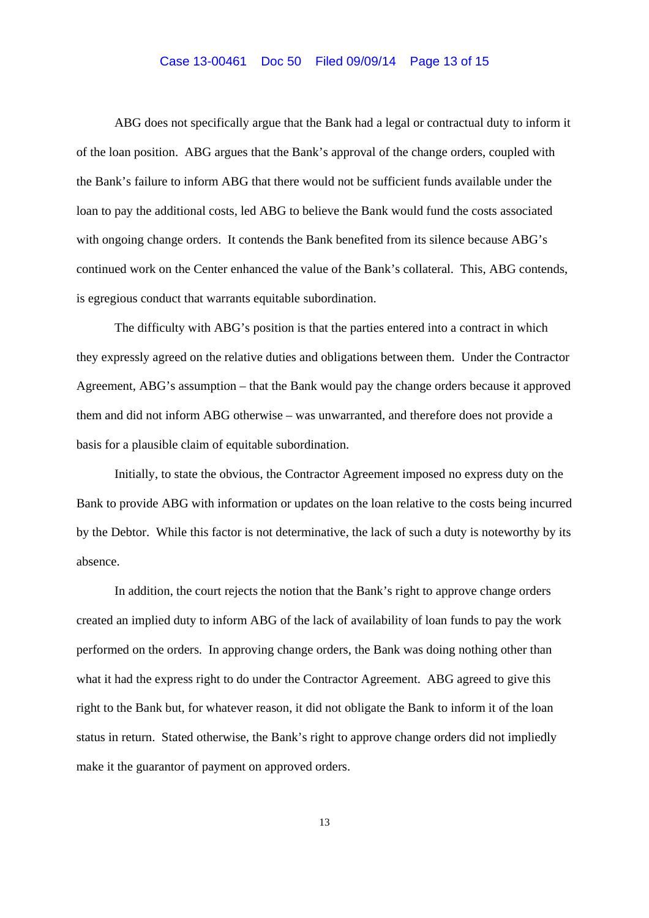ABG does not specifically argue that the Bank had a legal or contractual duty to inform it of the loan position. ABG argues that the Bank's approval of the change orders, coupled with the Bank's failure to inform ABG that there would not be sufficient funds available under the loan to pay the additional costs, led ABG to believe the Bank would fund the costs associated with ongoing change orders. It contends the Bank benefited from its silence because ABG's continued work on the Center enhanced the value of the Bank's collateral. This, ABG contends, is egregious conduct that warrants equitable subordination.

The difficulty with ABG's position is that the parties entered into a contract in which they expressly agreed on the relative duties and obligations between them. Under the Contractor Agreement, ABG's assumption – that the Bank would pay the change orders because it approved them and did not inform ABG otherwise – was unwarranted, and therefore does not provide a basis for a plausible claim of equitable subordination.

Initially, to state the obvious, the Contractor Agreement imposed no express duty on the Bank to provide ABG with information or updates on the loan relative to the costs being incurred by the Debtor. While this factor is not determinative, the lack of such a duty is noteworthy by its absence.

In addition, the court rejects the notion that the Bank's right to approve change orders created an implied duty to inform ABG of the lack of availability of loan funds to pay the work performed on the orders. In approving change orders, the Bank was doing nothing other than what it had the express right to do under the Contractor Agreement. ABG agreed to give this right to the Bank but, for whatever reason, it did not obligate the Bank to inform it of the loan status in return. Stated otherwise, the Bank's right to approve change orders did not impliedly make it the guarantor of payment on approved orders.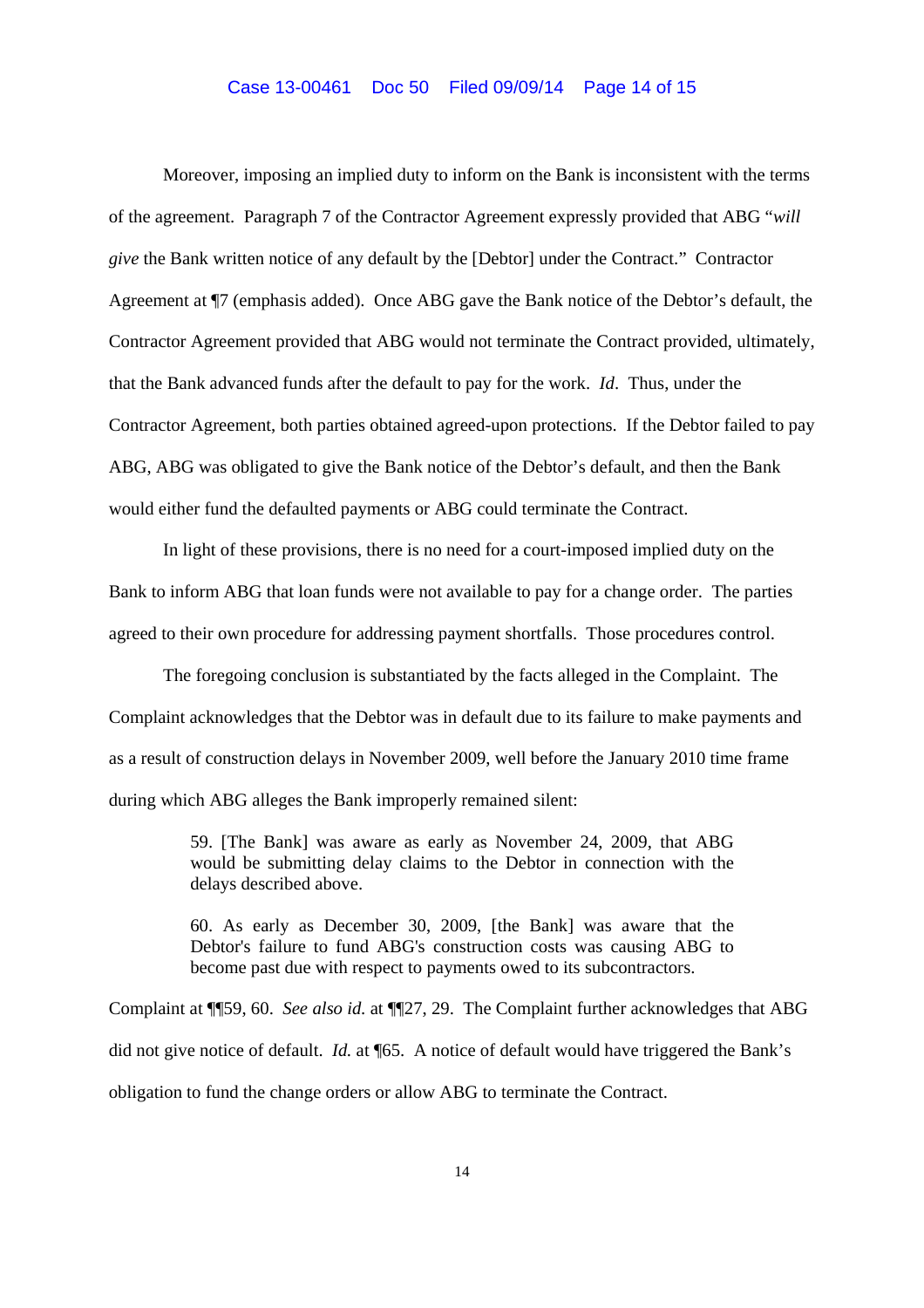Moreover, imposing an implied duty to inform on the Bank is inconsistent with the terms of the agreement. Paragraph 7 of the Contractor Agreement expressly provided that ABG "*will give* the Bank written notice of any default by the [Debtor] under the Contract." Contractor Agreement at ¶7 (emphasis added). Once ABG gave the Bank notice of the Debtor's default, the Contractor Agreement provided that ABG would not terminate the Contract provided, ultimately, that the Bank advanced funds after the default to pay for the work. *Id*. Thus, under the Contractor Agreement, both parties obtained agreed-upon protections. If the Debtor failed to pay ABG, ABG was obligated to give the Bank notice of the Debtor's default, and then the Bank would either fund the defaulted payments or ABG could terminate the Contract.

In light of these provisions, there is no need for a court-imposed implied duty on the Bank to inform ABG that loan funds were not available to pay for a change order. The parties agreed to their own procedure for addressing payment shortfalls. Those procedures control.

The foregoing conclusion is substantiated by the facts alleged in the Complaint. The Complaint acknowledges that the Debtor was in default due to its failure to make payments and as a result of construction delays in November 2009, well before the January 2010 time frame during which ABG alleges the Bank improperly remained silent:

> 59. [The Bank] was aware as early as November 24, 2009, that ABG would be submitting delay claims to the Debtor in connection with the delays described above.
>
> 60. As early as December 30, 2009, [the Bank] was aware that the Debtor's failure to fund ABG's construction costs was causing ABG to become past due with respect to payments owed to its subcontractors.

Complaint at ¶¶59, 60. *See also id.* at ¶¶27, 29. The Complaint further acknowledges that ABG did not give notice of default. *Id.* at ¶65. A notice of default would have triggered the Bank's obligation to fund the change orders or allow ABG to terminate the Contract.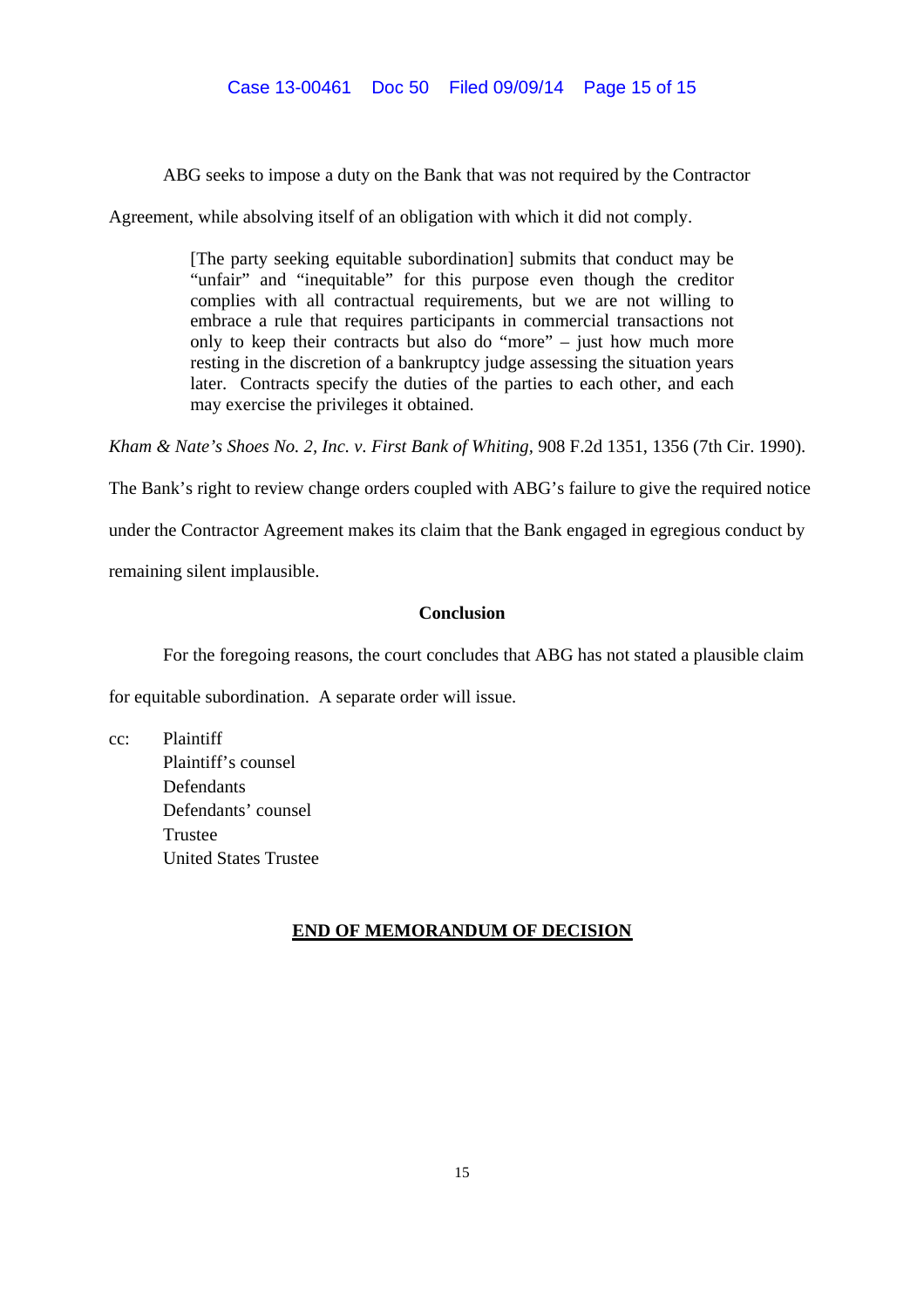ABG seeks to impose a duty on the Bank that was not required by the Contractor Agreement, while absolving itself of an obligation with which it did not comply.

> [The party seeking equitable subordination] submits that conduct may be "unfair" and "inequitable" for this purpose even though the creditor complies with all contractual requirements, but we are not willing to embrace a rule that requires participants in commercial transactions not only to keep their contracts but also do "more" – just how much more resting in the discretion of a bankruptcy judge assessing the situation years later. Contracts specify the duties of the parties to each other, and each may exercise the privileges it obtained.

*Kham & Nate's Shoes No. 2, Inc. v. First Bank of Whiting*, 908 F.2d 1351, 1356 (7th Cir. 1990). The Bank's right to review change orders coupled with ABG's failure to give the required notice under the Contractor Agreement makes its claim that the Bank engaged in egregious conduct by remaining silent implausible.

**Conclusion**

For the foregoing reasons, the court concludes that ABG has not stated a plausible claim for equitable subordination. A separate order will issue.

cc: Plaintiff
Plaintiff's counsel
Defendants
Defendants' counsel
Trustee
United States Trustee

**<u>END OF MEMORANDUM OF DECISION</u>**